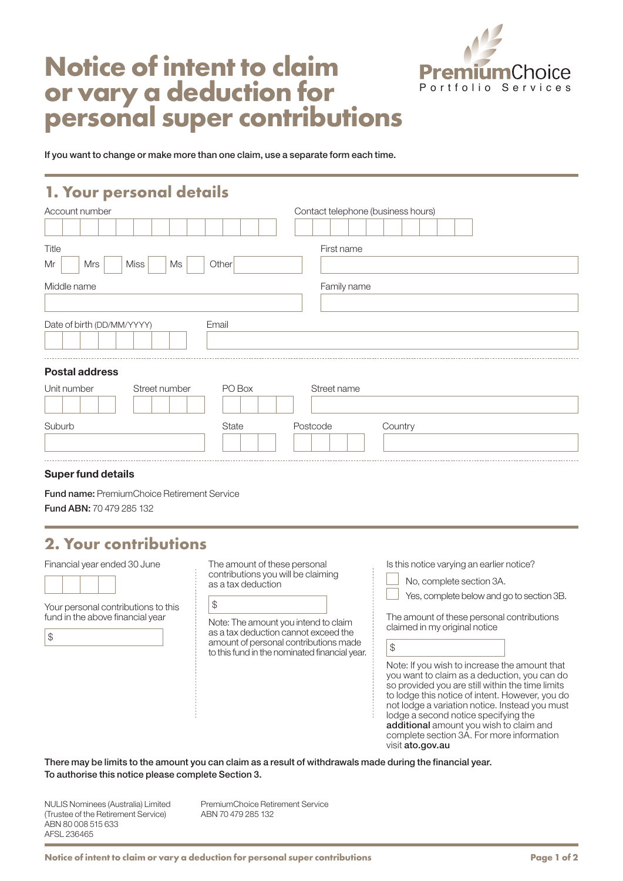# Notice of intent to claim or vary a deduction for personal super contributions

PremiumChoice Portfolio Services

If you want to change or make more than one claim, use a separate form each time.

## 1. Your personal details

Account number

Contact telephone (business hours)

Title

Mr ☐ Mrs ☐ Miss ☐ Ms ☐ Other

First name

Middle name

Family name

Date of birth (DD/MM/YYYY)

Email

### Postal address

Unit number

Street number

PO Box

Street name

Suburb

State

Postcode

Country

### Super fund details

**Fund name:** PremiumChoice Retirement Service

**Fund ABN:** 70 479 285 132

## 2. Your contributions

Financial year ended 30 June

Your personal contributions to this fund in the above financial year

$

The amount of these personal contributions you will be claiming as a tax deduction

$

Note: The amount you intend to claim as a tax deduction cannot exceed the amount of personal contributions made to this fund in the nominated financial year.

Is this notice varying an earlier notice?

☐ No, complete section 3A.

☐ Yes, complete below and go to section 3B.

The amount of these personal contributions claimed in my original notice

$

Note: If you wish to increase the amount that you want to claim as a deduction, you can do so provided you are still within the time limits to lodge this notice of intent. However, you do not lodge a variation notice. Instead you must lodge a second notice specifying the **additional** amount you wish to claim and complete section 3A. For more information visit **ato.gov.au**

**There may be limits to the amount you can claim as a result of withdrawals made during the financial year.**
**To authorise this notice please complete Section 3.**

NULIS Nominees (Australia) Limited
(Trustee of the Retirement Service)
ABN 80 008 515 633
AFSL 236465

PremiumChoice Retirement Service
ABN 70 479 285 132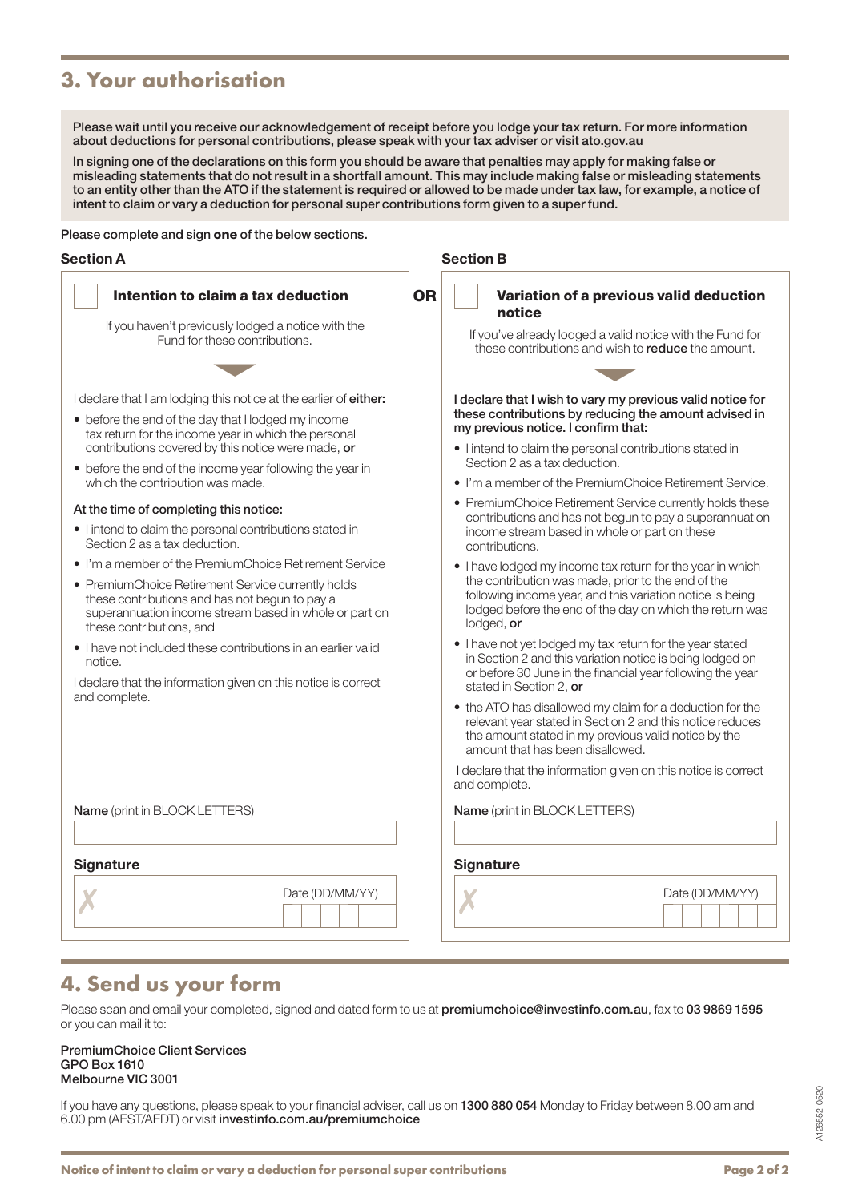## 3. Your authorisation

**Please wait until you receive our acknowledgement of receipt before you lodge your tax return. For more information about deductions for personal contributions, please speak with your tax adviser or visit ato.gov.au**

**In signing one of the declarations on this form you should be aware that penalties may apply for making false or misleading statements that do not result in a shortfall amount. This may include making false or misleading statements to an entity other than the ATO if the statement is required or allowed to be made under tax law, for example, a notice of intent to claim or vary a deduction for personal super contributions form given to a super fund.**

Please complete and sign **one** of the below sections.

### Section A

☐ **Intention to claim a tax deduction**

If you haven't previously lodged a notice with the Fund for these contributions.

I declare that I am lodging this notice at the earlier of **either:**

- before the end of the day that I lodged my income tax return for the income year in which the personal contributions covered by this notice were made, **or**
- before the end of the income year following the year in which the contribution was made.

**At the time of completing this notice:**

- I intend to claim the personal contributions stated in Section 2 as a tax deduction.
- I'm a member of the PremiumChoice Retirement Service
- PremiumChoice Retirement Service currently holds these contributions and has not begun to pay a superannuation income stream based in whole or part on these contributions, and
- I have not included these contributions in an earlier valid notice.

I declare that the information given on this notice is correct and complete.

**Name** (print in BLOCK LETTERS)

**Signature**

Date (DD/MM/YY)

**OR**

### Section B

☐ **Variation of a previous valid deduction notice**

If you've already lodged a valid notice with the Fund for these contributions and wish to **reduce** the amount.

**I declare that I wish to vary my previous valid notice for these contributions by reducing the amount advised in my previous notice. I confirm that:**

- I intend to claim the personal contributions stated in Section 2 as a tax deduction.
- I'm a member of the PremiumChoice Retirement Service.
- PremiumChoice Retirement Service currently holds these contributions and has not begun to pay a superannuation income stream based in whole or part on these contributions.
- I have lodged my income tax return for the year in which the contribution was made, prior to the end of the following income year, and this variation notice is being lodged before the end of the day on which the return was lodged, **or**
- I have not yet lodged my tax return for the year stated in Section 2 and this variation notice is being lodged on or before 30 June in the financial year following the year stated in Section 2, **or**
- the ATO has disallowed my claim for a deduction for the relevant year stated in Section 2 and this notice reduces the amount stated in my previous valid notice by the amount that has been disallowed.

I declare that the information given on this notice is correct and complete.

**Name** (print in BLOCK LETTERS)

**Signature**

Date (DD/MM/YY)

## 4. Send us your form

Please scan and email your completed, signed and dated form to us at **premiumchoice@investinfo.com.au**, fax to **03 9869 1595** or you can mail it to:

**PremiumChoice Client Services**
**GPO Box 1610**
**Melbourne VIC 3001**

If you have any questions, please speak to your financial adviser, call us on **1300 880 054** Monday to Friday between 8.00 am and 6.00 pm (AEST/AEDT) or visit **investinfo.com.au/premiumchoice**

A126552-0520